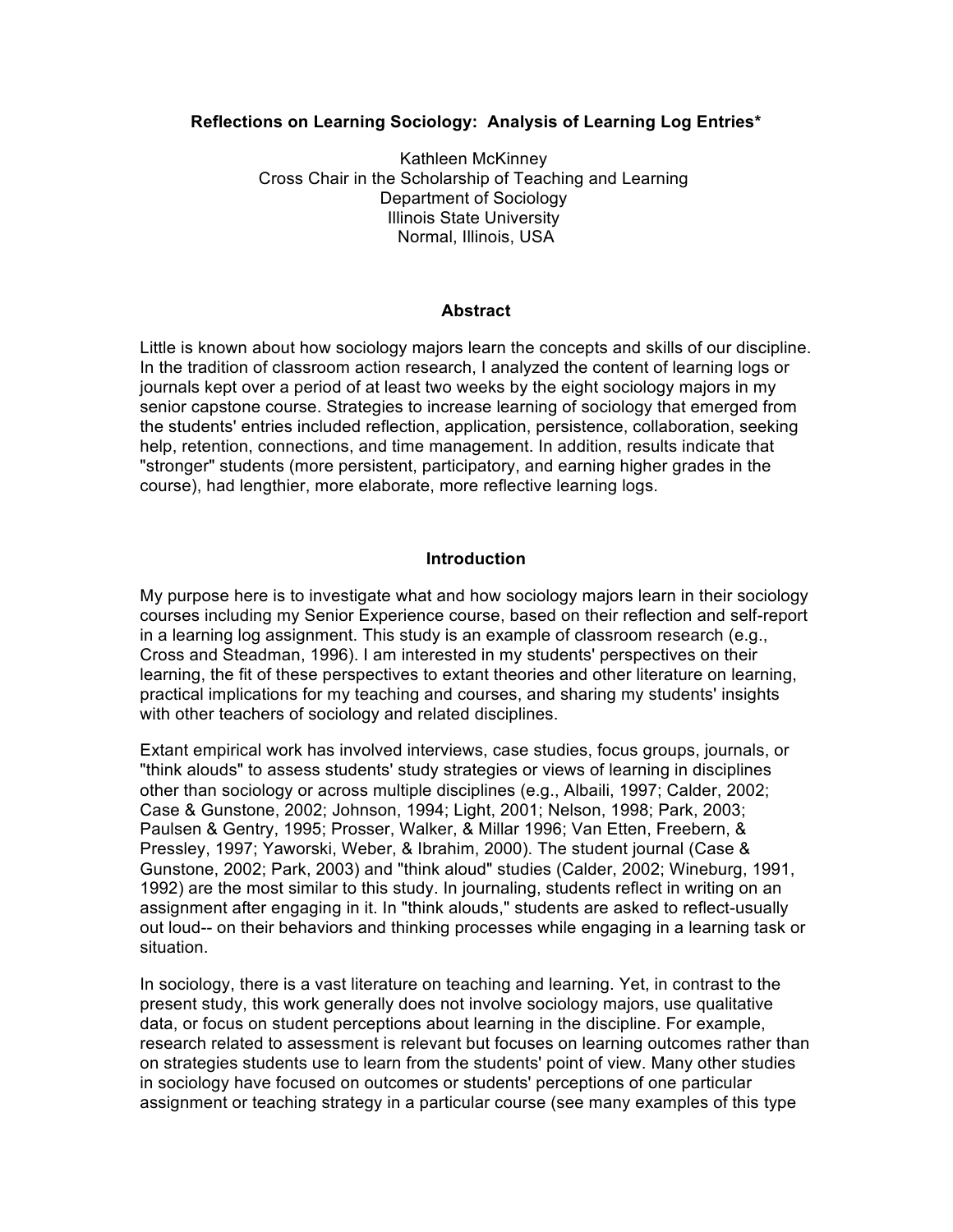# Reflections on Learning Sociology: Analysis of Learning Log Entries*

Kathleen McKinney
Cross Chair in the Scholarship of Teaching and Learning
Department of Sociology
Illinois State University
Normal, Illinois, USA

## Abstract

Little is known about how sociology majors learn the concepts and skills of our discipline. In the tradition of classroom action research, I analyzed the content of learning logs or journals kept over a period of at least two weeks by the eight sociology majors in my senior capstone course. Strategies to increase learning of sociology that emerged from the students' entries included reflection, application, persistence, collaboration, seeking help, retention, connections, and time management. In addition, results indicate that "stronger" students (more persistent, participatory, and earning higher grades in the course), had lengthier, more elaborate, more reflective learning logs.

## Introduction

My purpose here is to investigate what and how sociology majors learn in their sociology courses including my Senior Experience course, based on their reflection and self-report in a learning log assignment. This study is an example of classroom research (e.g., Cross and Steadman, 1996). I am interested in my students' perspectives on their learning, the fit of these perspectives to extant theories and other literature on learning, practical implications for my teaching and courses, and sharing my students' insights with other teachers of sociology and related disciplines.

Extant empirical work has involved interviews, case studies, focus groups, journals, or "think alouds" to assess students' study strategies or views of learning in disciplines other than sociology or across multiple disciplines (e.g., Albaili, 1997; Calder, 2002; Case & Gunstone, 2002; Johnson, 1994; Light, 2001; Nelson, 1998; Park, 2003; Paulsen & Gentry, 1995; Prosser, Walker, & Millar 1996; Van Etten, Freebern, & Pressley, 1997; Yaworski, Weber, & Ibrahim, 2000). The student journal (Case & Gunstone, 2002; Park, 2003) and "think aloud" studies (Calder, 2002; Wineburg, 1991, 1992) are the most similar to this study. In journaling, students reflect in writing on an assignment after engaging in it. In "think alouds," students are asked to reflect-usually out loud-- on their behaviors and thinking processes while engaging in a learning task or situation.

In sociology, there is a vast literature on teaching and learning. Yet, in contrast to the present study, this work generally does not involve sociology majors, use qualitative data, or focus on student perceptions about learning in the discipline. For example, research related to assessment is relevant but focuses on learning outcomes rather than on strategies students use to learn from the students' point of view. Many other studies in sociology have focused on outcomes or students' perceptions of one particular assignment or teaching strategy in a particular course (see many examples of this type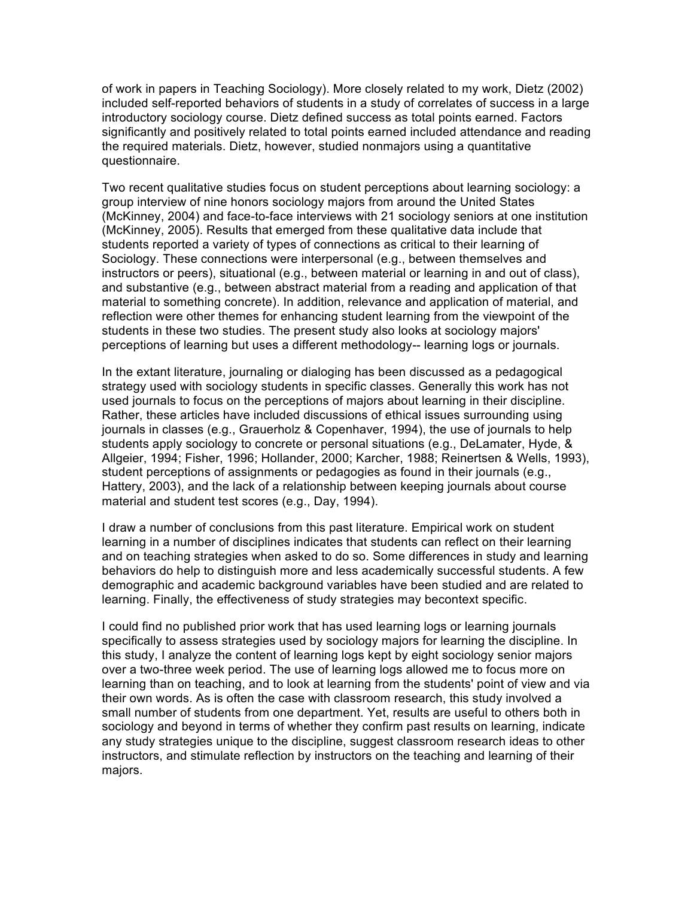of work in papers in Teaching Sociology). More closely related to my work, Dietz (2002) included self-reported behaviors of students in a study of correlates of success in a large introductory sociology course. Dietz defined success as total points earned. Factors significantly and positively related to total points earned included attendance and reading the required materials. Dietz, however, studied nonmajors using a quantitative questionnaire.

Two recent qualitative studies focus on student perceptions about learning sociology: a group interview of nine honors sociology majors from around the United States (McKinney, 2004) and face-to-face interviews with 21 sociology seniors at one institution (McKinney, 2005). Results that emerged from these qualitative data include that students reported a variety of types of connections as critical to their learning of Sociology. These connections were interpersonal (e.g., between themselves and instructors or peers), situational (e.g., between material or learning in and out of class), and substantive (e.g., between abstract material from a reading and application of that material to something concrete). In addition, relevance and application of material, and reflection were other themes for enhancing student learning from the viewpoint of the students in these two studies. The present study also looks at sociology majors' perceptions of learning but uses a different methodology-- learning logs or journals.

In the extant literature, journaling or dialoging has been discussed as a pedagogical strategy used with sociology students in specific classes. Generally this work has not used journals to focus on the perceptions of majors about learning in their discipline. Rather, these articles have included discussions of ethical issues surrounding using journals in classes (e.g., Grauerholz & Copenhaver, 1994), the use of journals to help students apply sociology to concrete or personal situations (e.g., DeLamater, Hyde, & Allgeier, 1994; Fisher, 1996; Hollander, 2000; Karcher, 1988; Reinertsen & Wells, 1993), student perceptions of assignments or pedagogies as found in their journals (e.g., Hattery, 2003), and the lack of a relationship between keeping journals about course material and student test scores (e.g., Day, 1994).

I draw a number of conclusions from this past literature. Empirical work on student learning in a number of disciplines indicates that students can reflect on their learning and on teaching strategies when asked to do so. Some differences in study and learning behaviors do help to distinguish more and less academically successful students. A few demographic and academic background variables have been studied and are related to learning. Finally, the effectiveness of study strategies may becontext specific.

I could find no published prior work that has used learning logs or learning journals specifically to assess strategies used by sociology majors for learning the discipline. In this study, I analyze the content of learning logs kept by eight sociology senior majors over a two-three week period. The use of learning logs allowed me to focus more on learning than on teaching, and to look at learning from the students' point of view and via their own words. As is often the case with classroom research, this study involved a small number of students from one department. Yet, results are useful to others both in sociology and beyond in terms of whether they confirm past results on learning, indicate any study strategies unique to the discipline, suggest classroom research ideas to other instructors, and stimulate reflection by instructors on the teaching and learning of their majors.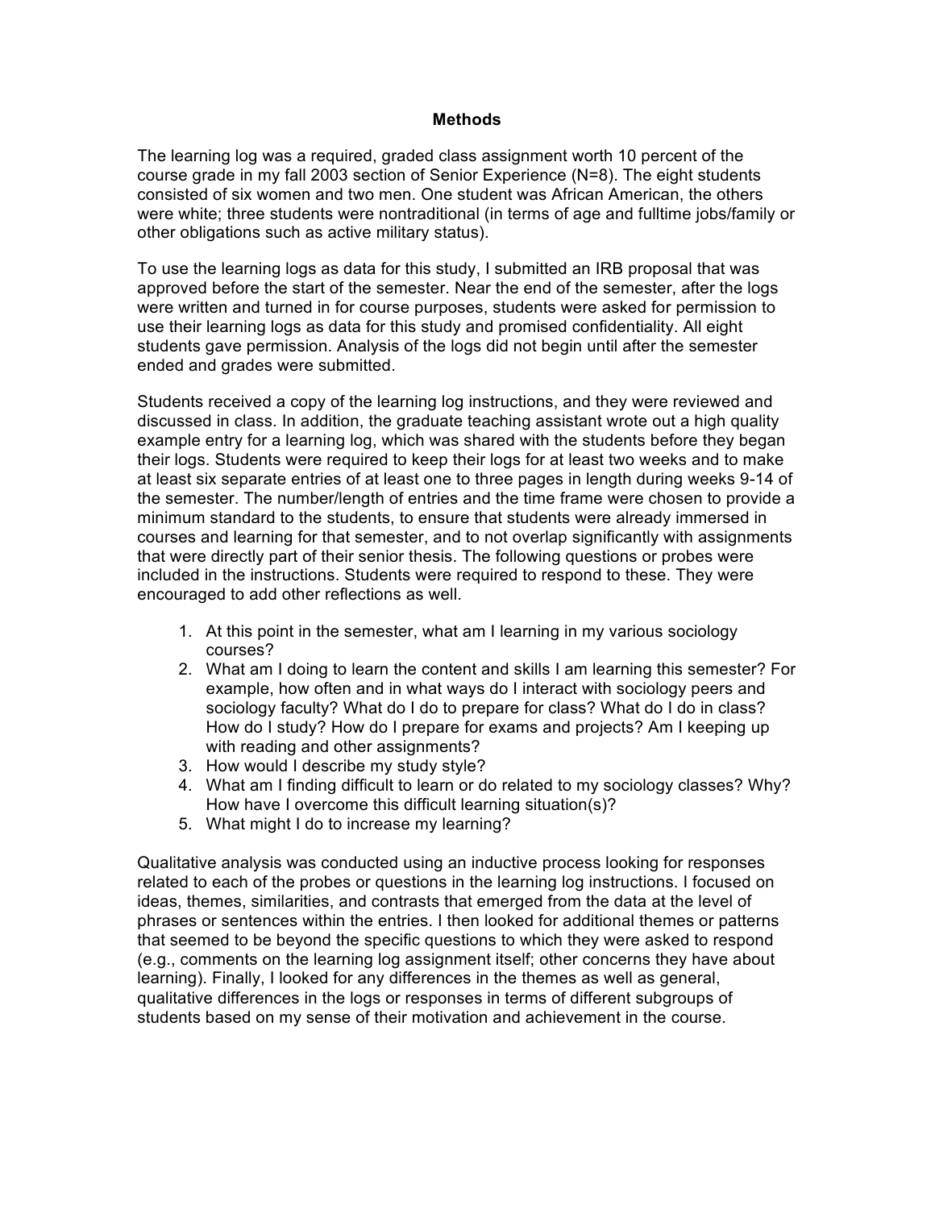## Methods

The learning log was a required, graded class assignment worth 10 percent of the course grade in my fall 2003 section of Senior Experience (N=8). The eight students consisted of six women and two men. One student was African American, the others were white; three students were nontraditional (in terms of age and fulltime jobs/family or other obligations such as active military status).

To use the learning logs as data for this study, I submitted an IRB proposal that was approved before the start of the semester. Near the end of the semester, after the logs were written and turned in for course purposes, students were asked for permission to use their learning logs as data for this study and promised confidentiality. All eight students gave permission. Analysis of the logs did not begin until after the semester ended and grades were submitted.

Students received a copy of the learning log instructions, and they were reviewed and discussed in class. In addition, the graduate teaching assistant wrote out a high quality example entry for a learning log, which was shared with the students before they began their logs. Students were required to keep their logs for at least two weeks and to make at least six separate entries of at least one to three pages in length during weeks 9-14 of the semester. The number/length of entries and the time frame were chosen to provide a minimum standard to the students, to ensure that students were already immersed in courses and learning for that semester, and to not overlap significantly with assignments that were directly part of their senior thesis. The following questions or probes were included in the instructions. Students were required to respond to these. They were encouraged to add other reflections as well.

1. At this point in the semester, what am I learning in my various sociology courses?
2. What am I doing to learn the content and skills I am learning this semester? For example, how often and in what ways do I interact with sociology peers and sociology faculty? What do I do to prepare for class? What do I do in class? How do I study? How do I prepare for exams and projects? Am I keeping up with reading and other assignments?
3. How would I describe my study style?
4. What am I finding difficult to learn or do related to my sociology classes? Why? How have I overcome this difficult learning situation(s)?
5. What might I do to increase my learning?

Qualitative analysis was conducted using an inductive process looking for responses related to each of the probes or questions in the learning log instructions. I focused on ideas, themes, similarities, and contrasts that emerged from the data at the level of phrases or sentences within the entries. I then looked for additional themes or patterns that seemed to be beyond the specific questions to which they were asked to respond (e.g., comments on the learning log assignment itself; other concerns they have about learning). Finally, I looked for any differences in the themes as well as general, qualitative differences in the logs or responses in terms of different subgroups of students based on my sense of their motivation and achievement in the course.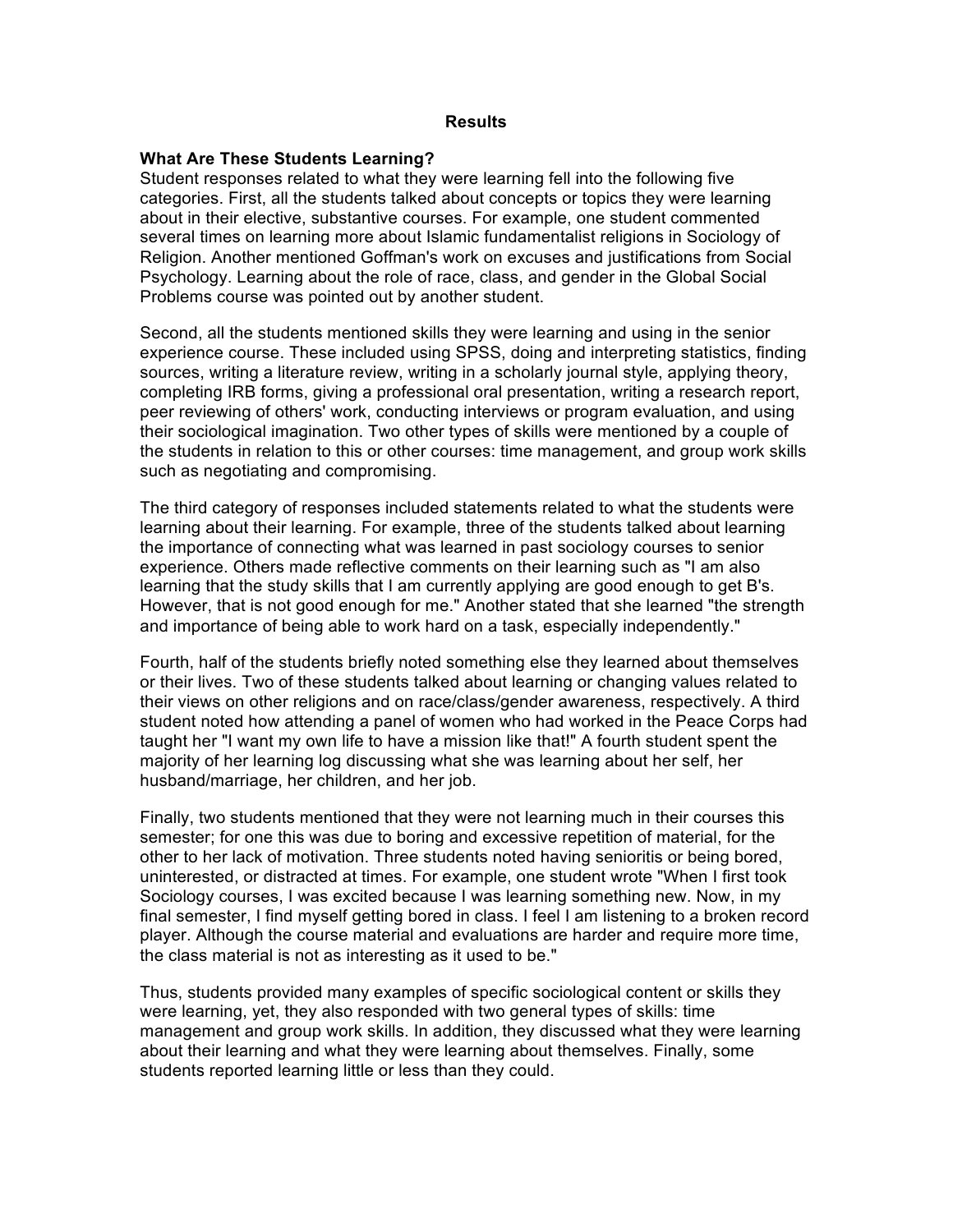## Results

### What Are These Students Learning?

Student responses related to what they were learning fell into the following five categories. First, all the students talked about concepts or topics they were learning about in their elective, substantive courses. For example, one student commented several times on learning more about Islamic fundamentalist religions in Sociology of Religion. Another mentioned Goffman's work on excuses and justifications from Social Psychology. Learning about the role of race, class, and gender in the Global Social Problems course was pointed out by another student.

Second, all the students mentioned skills they were learning and using in the senior experience course. These included using SPSS, doing and interpreting statistics, finding sources, writing a literature review, writing in a scholarly journal style, applying theory, completing IRB forms, giving a professional oral presentation, writing a research report, peer reviewing of others' work, conducting interviews or program evaluation, and using their sociological imagination. Two other types of skills were mentioned by a couple of the students in relation to this or other courses: time management, and group work skills such as negotiating and compromising.

The third category of responses included statements related to what the students were learning about their learning. For example, three of the students talked about learning the importance of connecting what was learned in past sociology courses to senior experience. Others made reflective comments on their learning such as "I am also learning that the study skills that I am currently applying are good enough to get B's. However, that is not good enough for me." Another stated that she learned "the strength and importance of being able to work hard on a task, especially independently."

Fourth, half of the students briefly noted something else they learned about themselves or their lives. Two of these students talked about learning or changing values related to their views on other religions and on race/class/gender awareness, respectively. A third student noted how attending a panel of women who had worked in the Peace Corps had taught her "I want my own life to have a mission like that!" A fourth student spent the majority of her learning log discussing what she was learning about her self, her husband/marriage, her children, and her job.

Finally, two students mentioned that they were not learning much in their courses this semester; for one this was due to boring and excessive repetition of material, for the other to her lack of motivation. Three students noted having senioritis or being bored, uninterested, or distracted at times. For example, one student wrote "When I first took Sociology courses, I was excited because I was learning something new. Now, in my final semester, I find myself getting bored in class. I feel I am listening to a broken record player. Although the course material and evaluations are harder and require more time, the class material is not as interesting as it used to be."

Thus, students provided many examples of specific sociological content or skills they were learning, yet, they also responded with two general types of skills: time management and group work skills. In addition, they discussed what they were learning about their learning and what they were learning about themselves. Finally, some students reported learning little or less than they could.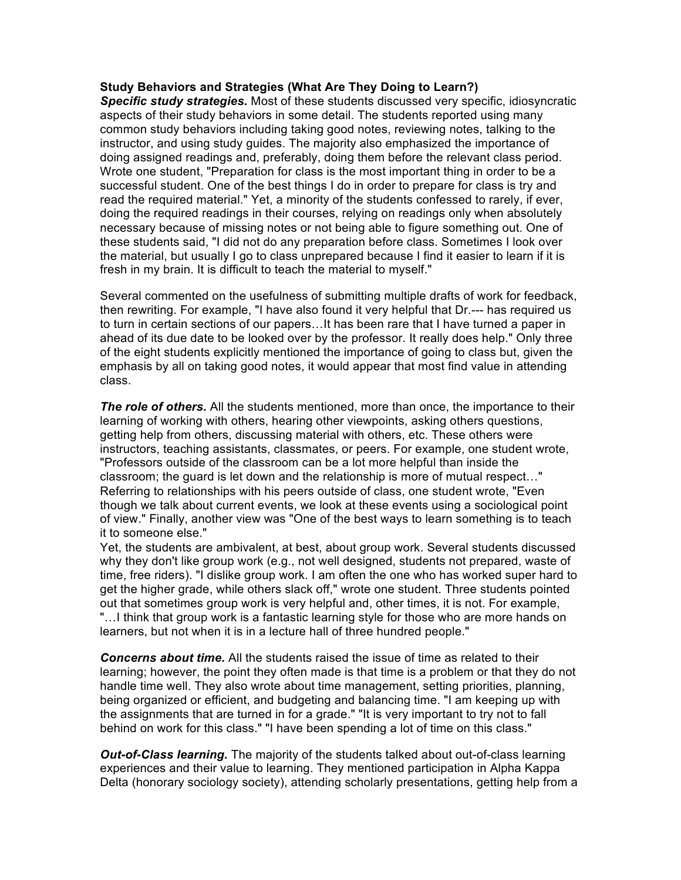**Study Behaviors and Strategies (What Are They Doing to Learn?)**

***Specific study strategies.*** Most of these students discussed very specific, idiosyncratic aspects of their study behaviors in some detail. The students reported using many common study behaviors including taking good notes, reviewing notes, talking to the instructor, and using study guides. The majority also emphasized the importance of doing assigned readings and, preferably, doing them before the relevant class period. Wrote one student, "Preparation for class is the most important thing in order to be a successful student. One of the best things I do in order to prepare for class is try and read the required material." Yet, a minority of the students confessed to rarely, if ever, doing the required readings in their courses, relying on readings only when absolutely necessary because of missing notes or not being able to figure something out. One of these students said, "I did not do any preparation before class. Sometimes I look over the material, but usually I go to class unprepared because I find it easier to learn if it is fresh in my brain. It is difficult to teach the material to myself."

Several commented on the usefulness of submitting multiple drafts of work for feedback, then rewriting. For example, "I have also found it very helpful that Dr.--- has required us to turn in certain sections of our papers…It has been rare that I have turned a paper in ahead of its due date to be looked over by the professor. It really does help." Only three of the eight students explicitly mentioned the importance of going to class but, given the emphasis by all on taking good notes, it would appear that most find value in attending class.

***The role of others.*** All the students mentioned, more than once, the importance to their learning of working with others, hearing other viewpoints, asking others questions, getting help from others, discussing material with others, etc. These others were instructors, teaching assistants, classmates, or peers. For example, one student wrote, "Professors outside of the classroom can be a lot more helpful than inside the classroom; the guard is let down and the relationship is more of mutual respect…" Referring to relationships with his peers outside of class, one student wrote, "Even though we talk about current events, we look at these events using a sociological point of view." Finally, another view was "One of the best ways to learn something is to teach it to someone else."

Yet, the students are ambivalent, at best, about group work. Several students discussed why they don't like group work (e.g., not well designed, students not prepared, waste of time, free riders). "I dislike group work. I am often the one who has worked super hard to get the higher grade, while others slack off," wrote one student. Three students pointed out that sometimes group work is very helpful and, other times, it is not. For example, "…I think that group work is a fantastic learning style for those who are more hands on learners, but not when it is in a lecture hall of three hundred people."

***Concerns about time.*** All the students raised the issue of time as related to their learning; however, the point they often made is that time is a problem or that they do not handle time well. They also wrote about time management, setting priorities, planning, being organized or efficient, and budgeting and balancing time. "I am keeping up with the assignments that are turned in for a grade." "It is very important to try not to fall behind on work for this class." "I have been spending a lot of time on this class."

***Out-of-Class learning.*** The majority of the students talked about out-of-class learning experiences and their value to learning. They mentioned participation in Alpha Kappa Delta (honorary sociology society), attending scholarly presentations, getting help from a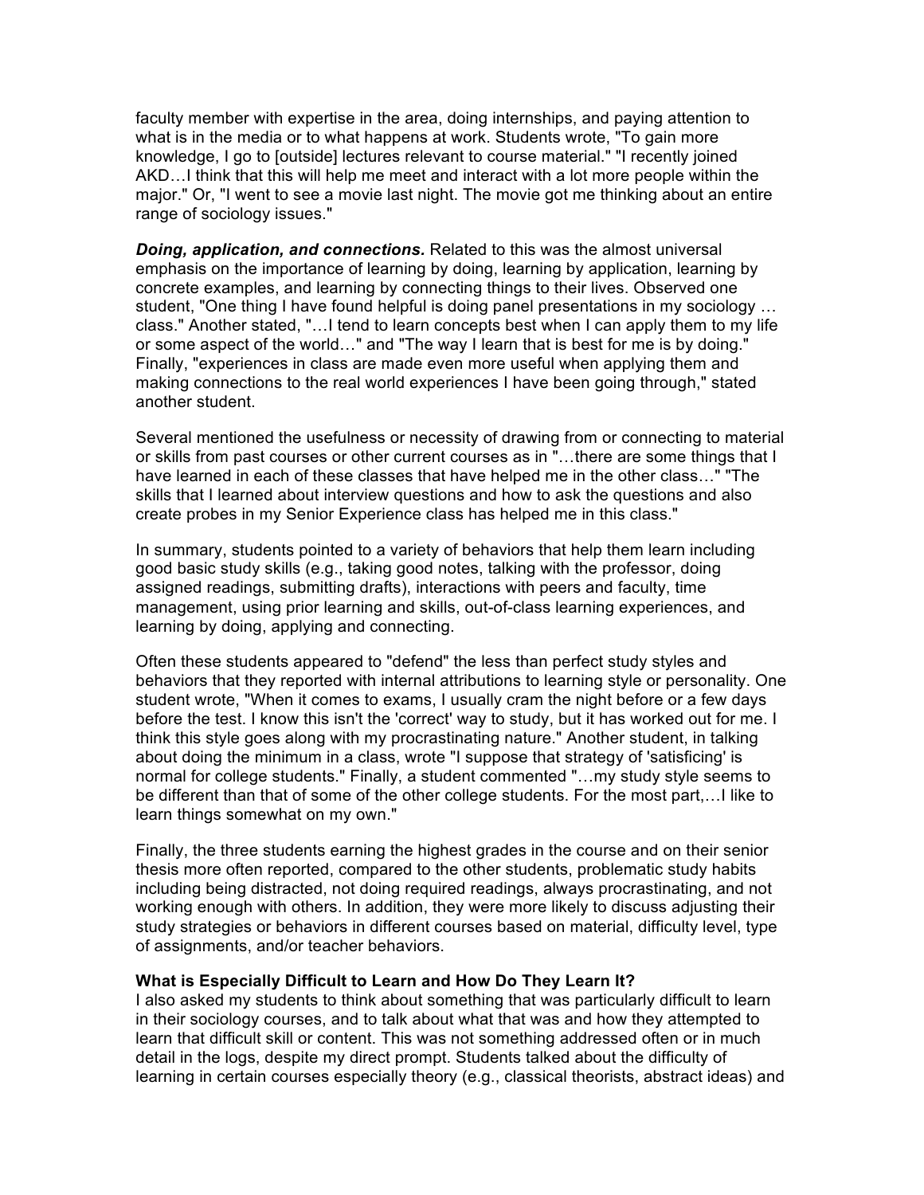faculty member with expertise in the area, doing internships, and paying attention to what is in the media or to what happens at work. Students wrote, "To gain more knowledge, I go to [outside] lectures relevant to course material." "I recently joined AKD…I think that this will help me meet and interact with a lot more people within the major." Or, "I went to see a movie last night. The movie got me thinking about an entire range of sociology issues."

***Doing, application, and connections.*** Related to this was the almost universal emphasis on the importance of learning by doing, learning by application, learning by concrete examples, and learning by connecting things to their lives. Observed one student, "One thing I have found helpful is doing panel presentations in my sociology … class." Another stated, "…I tend to learn concepts best when I can apply them to my life or some aspect of the world…" and "The way I learn that is best for me is by doing." Finally, "experiences in class are made even more useful when applying them and making connections to the real world experiences I have been going through," stated another student.

Several mentioned the usefulness or necessity of drawing from or connecting to material or skills from past courses or other current courses as in "…there are some things that I have learned in each of these classes that have helped me in the other class…" "The skills that I learned about interview questions and how to ask the questions and also create probes in my Senior Experience class has helped me in this class."

In summary, students pointed to a variety of behaviors that help them learn including good basic study skills (e.g., taking good notes, talking with the professor, doing assigned readings, submitting drafts), interactions with peers and faculty, time management, using prior learning and skills, out-of-class learning experiences, and learning by doing, applying and connecting.

Often these students appeared to "defend" the less than perfect study styles and behaviors that they reported with internal attributions to learning style or personality. One student wrote, "When it comes to exams, I usually cram the night before or a few days before the test. I know this isn't the 'correct' way to study, but it has worked out for me. I think this style goes along with my procrastinating nature." Another student, in talking about doing the minimum in a class, wrote "I suppose that strategy of 'satisficing' is normal for college students." Finally, a student commented "…my study style seems to be different than that of some of the other college students. For the most part,…I like to learn things somewhat on my own."

Finally, the three students earning the highest grades in the course and on their senior thesis more often reported, compared to the other students, problematic study habits including being distracted, not doing required readings, always procrastinating, and not working enough with others. In addition, they were more likely to discuss adjusting their study strategies or behaviors in different courses based on material, difficulty level, type of assignments, and/or teacher behaviors.

**What is Especially Difficult to Learn and How Do They Learn It?**

I also asked my students to think about something that was particularly difficult to learn in their sociology courses, and to talk about what that was and how they attempted to learn that difficult skill or content. This was not something addressed often or in much detail in the logs, despite my direct prompt. Students talked about the difficulty of learning in certain courses especially theory (e.g., classical theorists, abstract ideas) and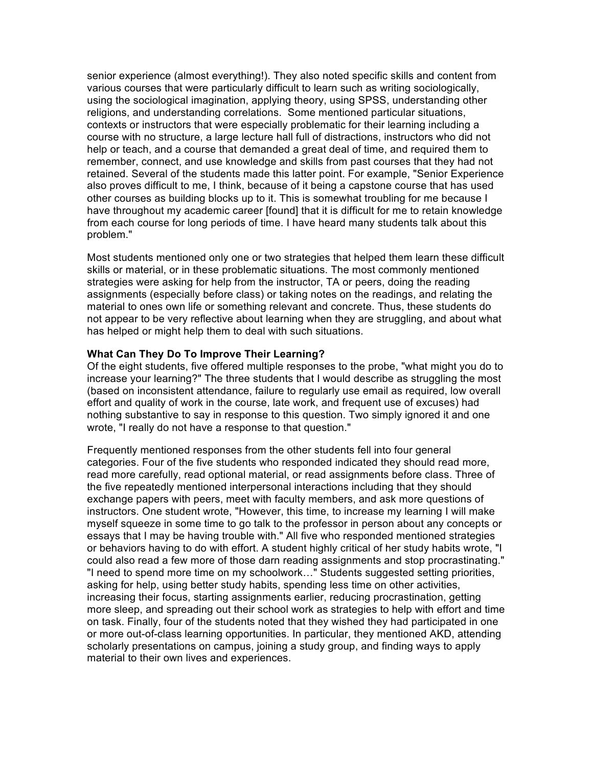senior experience (almost everything!). They also noted specific skills and content from various courses that were particularly difficult to learn such as writing sociologically, using the sociological imagination, applying theory, using SPSS, understanding other religions, and understanding correlations.  Some mentioned particular situations, contexts or instructors that were especially problematic for their learning including a course with no structure, a large lecture hall full of distractions, instructors who did not help or teach, and a course that demanded a great deal of time, and required them to remember, connect, and use knowledge and skills from past courses that they had not retained. Several of the students made this latter point. For example, "Senior Experience also proves difficult to me, I think, because of it being a capstone course that has used other courses as building blocks up to it. This is somewhat troubling for me because I have throughout my academic career [found] that it is difficult for me to retain knowledge from each course for long periods of time. I have heard many students talk about this problem."

Most students mentioned only one or two strategies that helped them learn these difficult skills or material, or in these problematic situations. The most commonly mentioned strategies were asking for help from the instructor, TA or peers, doing the reading assignments (especially before class) or taking notes on the readings, and relating the material to ones own life or something relevant and concrete. Thus, these students do not appear to be very reflective about learning when they are struggling, and about what has helped or might help them to deal with such situations.

**What Can They Do To Improve Their Learning?**

Of the eight students, five offered multiple responses to the probe, "what might you do to increase your learning?" The three students that I would describe as struggling the most (based on inconsistent attendance, failure to regularly use email as required, low overall effort and quality of work in the course, late work, and frequent use of excuses) had nothing substantive to say in response to this question. Two simply ignored it and one wrote, "I really do not have a response to that question."

Frequently mentioned responses from the other students fell into four general categories. Four of the five students who responded indicated they should read more, read more carefully, read optional material, or read assignments before class. Three of the five repeatedly mentioned interpersonal interactions including that they should exchange papers with peers, meet with faculty members, and ask more questions of instructors. One student wrote, "However, this time, to increase my learning I will make myself squeeze in some time to go talk to the professor in person about any concepts or essays that I may be having trouble with." All five who responded mentioned strategies or behaviors having to do with effort. A student highly critical of her study habits wrote, "I could also read a few more of those darn reading assignments and stop procrastinating." "I need to spend more time on my schoolwork…" Students suggested setting priorities, asking for help, using better study habits, spending less time on other activities, increasing their focus, starting assignments earlier, reducing procrastination, getting more sleep, and spreading out their school work as strategies to help with effort and time on task. Finally, four of the students noted that they wished they had participated in one or more out-of-class learning opportunities. In particular, they mentioned AKD, attending scholarly presentations on campus, joining a study group, and finding ways to apply material to their own lives and experiences.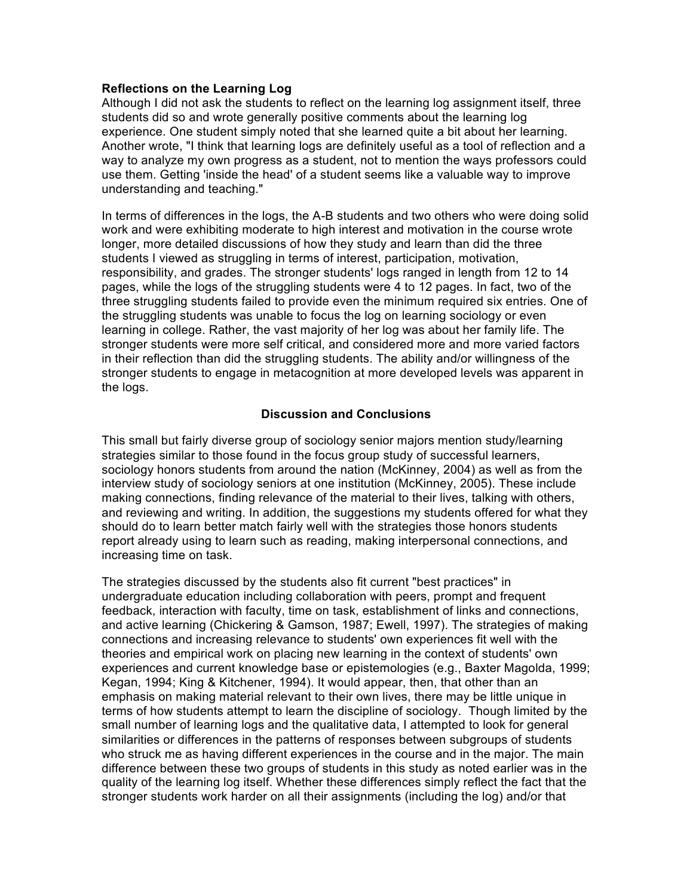**Reflections on the Learning Log**

Although I did not ask the students to reflect on the learning log assignment itself, three students did so and wrote generally positive comments about the learning log experience. One student simply noted that she learned quite a bit about her learning. Another wrote, "I think that learning logs are definitely useful as a tool of reflection and a way to analyze my own progress as a student, not to mention the ways professors could use them. Getting 'inside the head' of a student seems like a valuable way to improve understanding and teaching."

In terms of differences in the logs, the A-B students and two others who were doing solid work and were exhibiting moderate to high interest and motivation in the course wrote longer, more detailed discussions of how they study and learn than did the three students I viewed as struggling in terms of interest, participation, motivation, responsibility, and grades. The stronger students' logs ranged in length from 12 to 14 pages, while the logs of the struggling students were 4 to 12 pages. In fact, two of the three struggling students failed to provide even the minimum required six entries. One of the struggling students was unable to focus the log on learning sociology or even learning in college. Rather, the vast majority of her log was about her family life. The stronger students were more self critical, and considered more and more varied factors in their reflection than did the struggling students. The ability and/or willingness of the stronger students to engage in metacognition at more developed levels was apparent in the logs.

## Discussion and Conclusions

This small but fairly diverse group of sociology senior majors mention study/learning strategies similar to those found in the focus group study of successful learners, sociology honors students from around the nation (McKinney, 2004) as well as from the interview study of sociology seniors at one institution (McKinney, 2005). These include making connections, finding relevance of the material to their lives, talking with others, and reviewing and writing. In addition, the suggestions my students offered for what they should do to learn better match fairly well with the strategies those honors students report already using to learn such as reading, making interpersonal connections, and increasing time on task.

The strategies discussed by the students also fit current "best practices" in undergraduate education including collaboration with peers, prompt and frequent feedback, interaction with faculty, time on task, establishment of links and connections, and active learning (Chickering & Gamson, 1987; Ewell, 1997). The strategies of making connections and increasing relevance to students' own experiences fit well with the theories and empirical work on placing new learning in the context of students' own experiences and current knowledge base or epistemologies (e.g., Baxter Magolda, 1999; Kegan, 1994; King & Kitchener, 1994). It would appear, then, that other than an emphasis on making material relevant to their own lives, there may be little unique in terms of how students attempt to learn the discipline of sociology. Though limited by the small number of learning logs and the qualitative data, I attempted to look for general similarities or differences in the patterns of responses between subgroups of students who struck me as having different experiences in the course and in the major. The main difference between these two groups of students in this study as noted earlier was in the quality of the learning log itself. Whether these differences simply reflect the fact that the stronger students work harder on all their assignments (including the log) and/or that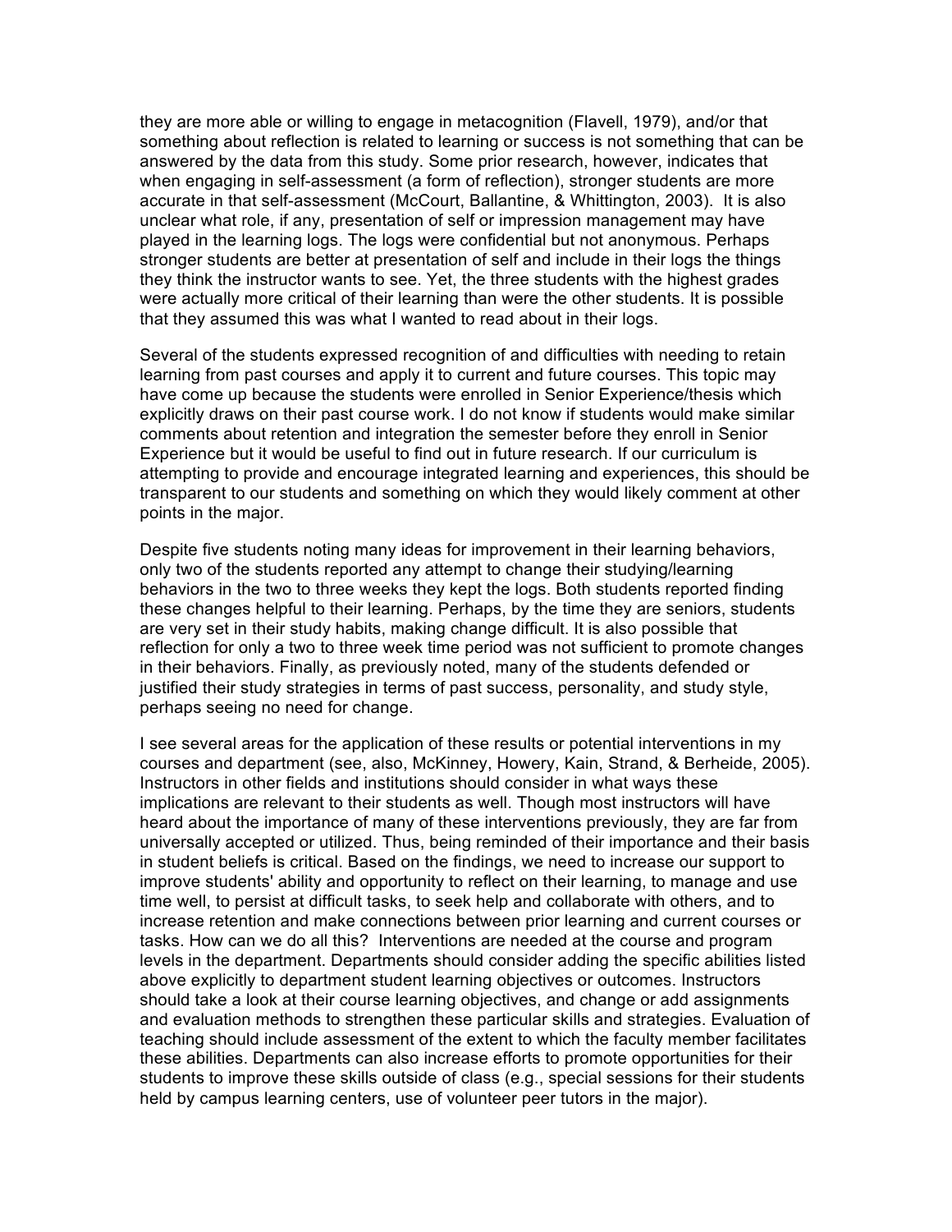they are more able or willing to engage in metacognition (Flavell, 1979), and/or that something about reflection is related to learning or success is not something that can be answered by the data from this study. Some prior research, however, indicates that when engaging in self-assessment (a form of reflection), stronger students are more accurate in that self-assessment (McCourt, Ballantine, & Whittington, 2003). It is also unclear what role, if any, presentation of self or impression management may have played in the learning logs. The logs were confidential but not anonymous. Perhaps stronger students are better at presentation of self and include in their logs the things they think the instructor wants to see. Yet, the three students with the highest grades were actually more critical of their learning than were the other students. It is possible that they assumed this was what I wanted to read about in their logs.

Several of the students expressed recognition of and difficulties with needing to retain learning from past courses and apply it to current and future courses. This topic may have come up because the students were enrolled in Senior Experience/thesis which explicitly draws on their past course work. I do not know if students would make similar comments about retention and integration the semester before they enroll in Senior Experience but it would be useful to find out in future research. If our curriculum is attempting to provide and encourage integrated learning and experiences, this should be transparent to our students and something on which they would likely comment at other points in the major.

Despite five students noting many ideas for improvement in their learning behaviors, only two of the students reported any attempt to change their studying/learning behaviors in the two to three weeks they kept the logs. Both students reported finding these changes helpful to their learning. Perhaps, by the time they are seniors, students are very set in their study habits, making change difficult. It is also possible that reflection for only a two to three week time period was not sufficient to promote changes in their behaviors. Finally, as previously noted, many of the students defended or justified their study strategies in terms of past success, personality, and study style, perhaps seeing no need for change.

I see several areas for the application of these results or potential interventions in my courses and department (see, also, McKinney, Howery, Kain, Strand, & Berheide, 2005). Instructors in other fields and institutions should consider in what ways these implications are relevant to their students as well. Though most instructors will have heard about the importance of many of these interventions previously, they are far from universally accepted or utilized. Thus, being reminded of their importance and their basis in student beliefs is critical. Based on the findings, we need to increase our support to improve students' ability and opportunity to reflect on their learning, to manage and use time well, to persist at difficult tasks, to seek help and collaborate with others, and to increase retention and make connections between prior learning and current courses or tasks. How can we do all this? Interventions are needed at the course and program levels in the department. Departments should consider adding the specific abilities listed above explicitly to department student learning objectives or outcomes. Instructors should take a look at their course learning objectives, and change or add assignments and evaluation methods to strengthen these particular skills and strategies. Evaluation of teaching should include assessment of the extent to which the faculty member facilitates these abilities. Departments can also increase efforts to promote opportunities for their students to improve these skills outside of class (e.g., special sessions for their students held by campus learning centers, use of volunteer peer tutors in the major).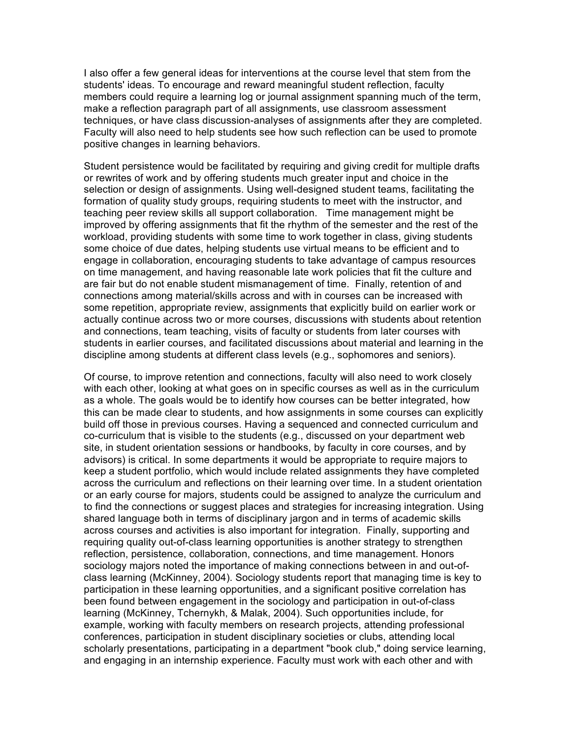I also offer a few general ideas for interventions at the course level that stem from the students' ideas. To encourage and reward meaningful student reflection, faculty members could require a learning log or journal assignment spanning much of the term, make a reflection paragraph part of all assignments, use classroom assessment techniques, or have class discussion-analyses of assignments after they are completed. Faculty will also need to help students see how such reflection can be used to promote positive changes in learning behaviors.

Student persistence would be facilitated by requiring and giving credit for multiple drafts or rewrites of work and by offering students much greater input and choice in the selection or design of assignments. Using well-designed student teams, facilitating the formation of quality study groups, requiring students to meet with the instructor, and teaching peer review skills all support collaboration. Time management might be improved by offering assignments that fit the rhythm of the semester and the rest of the workload, providing students with some time to work together in class, giving students some choice of due dates, helping students use virtual means to be efficient and to engage in collaboration, encouraging students to take advantage of campus resources on time management, and having reasonable late work policies that fit the culture and are fair but do not enable student mismanagement of time. Finally, retention of and connections among material/skills across and with in courses can be increased with some repetition, appropriate review, assignments that explicitly build on earlier work or actually continue across two or more courses, discussions with students about retention and connections, team teaching, visits of faculty or students from later courses with students in earlier courses, and facilitated discussions about material and learning in the discipline among students at different class levels (e.g., sophomores and seniors).

Of course, to improve retention and connections, faculty will also need to work closely with each other, looking at what goes on in specific courses as well as in the curriculum as a whole. The goals would be to identify how courses can be better integrated, how this can be made clear to students, and how assignments in some courses can explicitly build off those in previous courses. Having a sequenced and connected curriculum and co-curriculum that is visible to the students (e.g., discussed on your department web site, in student orientation sessions or handbooks, by faculty in core courses, and by advisors) is critical. In some departments it would be appropriate to require majors to keep a student portfolio, which would include related assignments they have completed across the curriculum and reflections on their learning over time. In a student orientation or an early course for majors, students could be assigned to analyze the curriculum and to find the connections or suggest places and strategies for increasing integration. Using shared language both in terms of disciplinary jargon and in terms of academic skills across courses and activities is also important for integration. Finally, supporting and requiring quality out-of-class learning opportunities is another strategy to strengthen reflection, persistence, collaboration, connections, and time management. Honors sociology majors noted the importance of making connections between in and out-of-class learning (McKinney, 2004). Sociology students report that managing time is key to participation in these learning opportunities, and a significant positive correlation has been found between engagement in the sociology and participation in out-of-class learning (McKinney, Tchernykh, & Malak, 2004). Such opportunities include, for example, working with faculty members on research projects, attending professional conferences, participation in student disciplinary societies or clubs, attending local scholarly presentations, participating in a department "book club," doing service learning, and engaging in an internship experience. Faculty must work with each other and with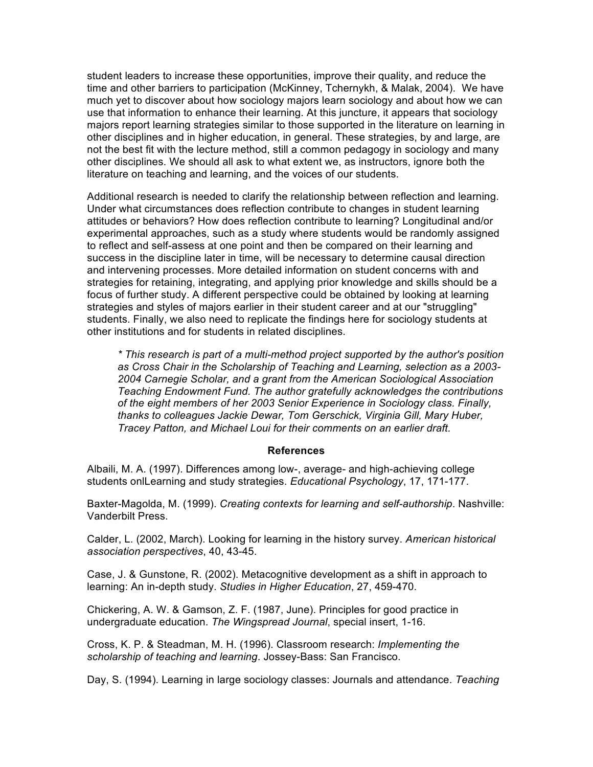student leaders to increase these opportunities, improve their quality, and reduce the time and other barriers to participation (McKinney, Tchernykh, & Malak, 2004). We have much yet to discover about how sociology majors learn sociology and about how we can use that information to enhance their learning. At this juncture, it appears that sociology majors report learning strategies similar to those supported in the literature on learning in other disciplines and in higher education, in general. These strategies, by and large, are not the best fit with the lecture method, still a common pedagogy in sociology and many other disciplines. We should all ask to what extent we, as instructors, ignore both the literature on teaching and learning, and the voices of our students.

Additional research is needed to clarify the relationship between reflection and learning. Under what circumstances does reflection contribute to changes in student learning attitudes or behaviors? How does reflection contribute to learning? Longitudinal and/or experimental approaches, such as a study where students would be randomly assigned to reflect and self-assess at one point and then be compared on their learning and success in the discipline later in time, will be necessary to determine causal direction and intervening processes. More detailed information on student concerns with and strategies for retaining, integrating, and applying prior knowledge and skills should be a focus of further study. A different perspective could be obtained by looking at learning strategies and styles of majors earlier in their student career and at our "struggling" students. Finally, we also need to replicate the findings here for sociology students at other institutions and for students in related disciplines.

> *\* This research is part of a multi-method project supported by the author's position as Cross Chair in the Scholarship of Teaching and Learning, selection as a 2003-2004 Carnegie Scholar, and a grant from the American Sociological Association Teaching Endowment Fund. The author gratefully acknowledges the contributions of the eight members of her 2003 Senior Experience in Sociology class. Finally, thanks to colleagues Jackie Dewar, Tom Gerschick, Virginia Gill, Mary Huber, Tracey Patton, and Michael Loui for their comments on an earlier draft.*

## References

Albaili, M. A. (1997). Differences among low-, average- and high-achieving college students onlLearning and study strategies. *Educational Psychology*, 17, 171-177.

Baxter-Magolda, M. (1999). *Creating contexts for learning and self-authorship*. Nashville: Vanderbilt Press.

Calder, L. (2002, March). Looking for learning in the history survey. *American historical association perspectives*, 40, 43-45.

Case, J. & Gunstone, R. (2002). Metacognitive development as a shift in approach to learning: An in-depth study. *Studies in Higher Education*, 27, 459-470.

Chickering, A. W. & Gamson, Z. F. (1987, June). Principles for good practice in undergraduate education. *The Wingspread Journal*, special insert, 1-16.

Cross, K. P. & Steadman, M. H. (1996). Classroom research: *Implementing the scholarship of teaching and learning*. Jossey-Bass: San Francisco.

Day, S. (1994). Learning in large sociology classes: Journals and attendance. *Teaching*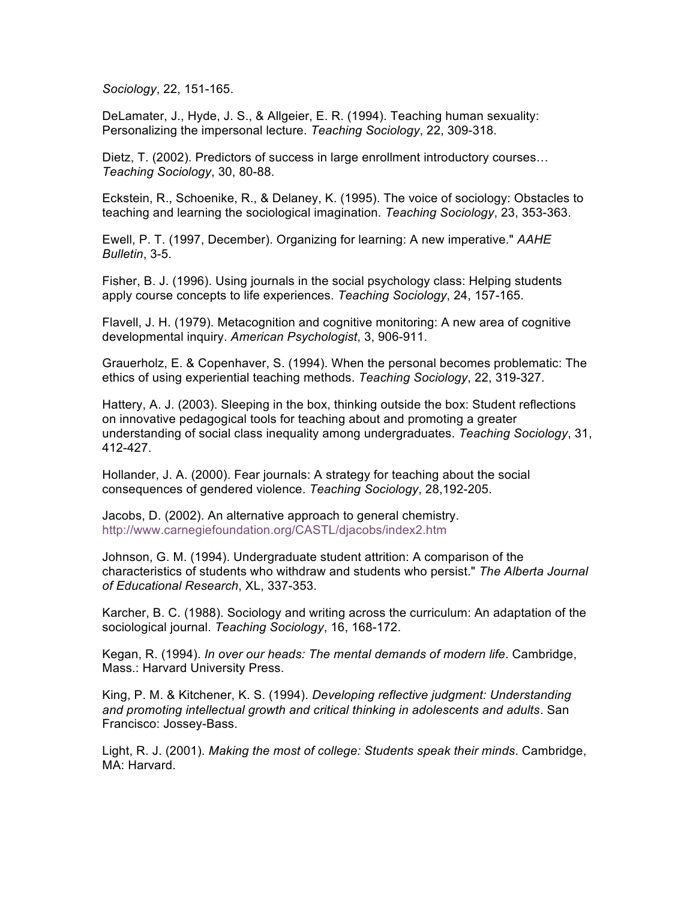*Sociology*, 22, 151-165.

DeLamater, J., Hyde, J. S., & Allgeier, E. R. (1994). Teaching human sexuality: Personalizing the impersonal lecture. *Teaching Sociology*, 22, 309-318.

Dietz, T. (2002). Predictors of success in large enrollment introductory courses… *Teaching Sociology*, 30, 80-88.

Eckstein, R., Schoenike, R., & Delaney, K. (1995). The voice of sociology: Obstacles to teaching and learning the sociological imagination. *Teaching Sociology*, 23, 353-363.

Ewell, P. T. (1997, December). Organizing for learning: A new imperative." *AAHE Bulletin*, 3-5.

Fisher, B. J. (1996). Using journals in the social psychology class: Helping students apply course concepts to life experiences. *Teaching Sociology*, 24, 157-165.

Flavell, J. H. (1979). Metacognition and cognitive monitoring: A new area of cognitive developmental inquiry. *American Psychologist*, 3, 906-911.

Grauerholz, E. & Copenhaver, S. (1994). When the personal becomes problematic: The ethics of using experiential teaching methods. *Teaching Sociology*, 22, 319-327.

Hattery, A. J. (2003). Sleeping in the box, thinking outside the box: Student reflections on innovative pedagogical tools for teaching about and promoting a greater understanding of social class inequality among undergraduates. *Teaching Sociology*, 31, 412-427.

Hollander, J. A. (2000). Fear journals: A strategy for teaching about the social consequences of gendered violence. *Teaching Sociology*, 28,192-205.

Jacobs, D. (2002). An alternative approach to general chemistry. http://www.carnegiefoundation.org/CASTL/djacobs/index2.htm

Johnson, G. M. (1994). Undergraduate student attrition: A comparison of the characteristics of students who withdraw and students who persist." *The Alberta Journal of Educational Research*, XL, 337-353.

Karcher, B. C. (1988). Sociology and writing across the curriculum: An adaptation of the sociological journal. *Teaching Sociology*, 16, 168-172.

Kegan, R. (1994). *In over our heads: The mental demands of modern life*. Cambridge, Mass.: Harvard University Press.

King, P. M. & Kitchener, K. S. (1994). *Developing reflective judgment: Understanding and promoting intellectual growth and critical thinking in adolescents and adults*. San Francisco: Jossey-Bass.

Light, R. J. (2001). *Making the most of college: Students speak their minds*. Cambridge, MA: Harvard.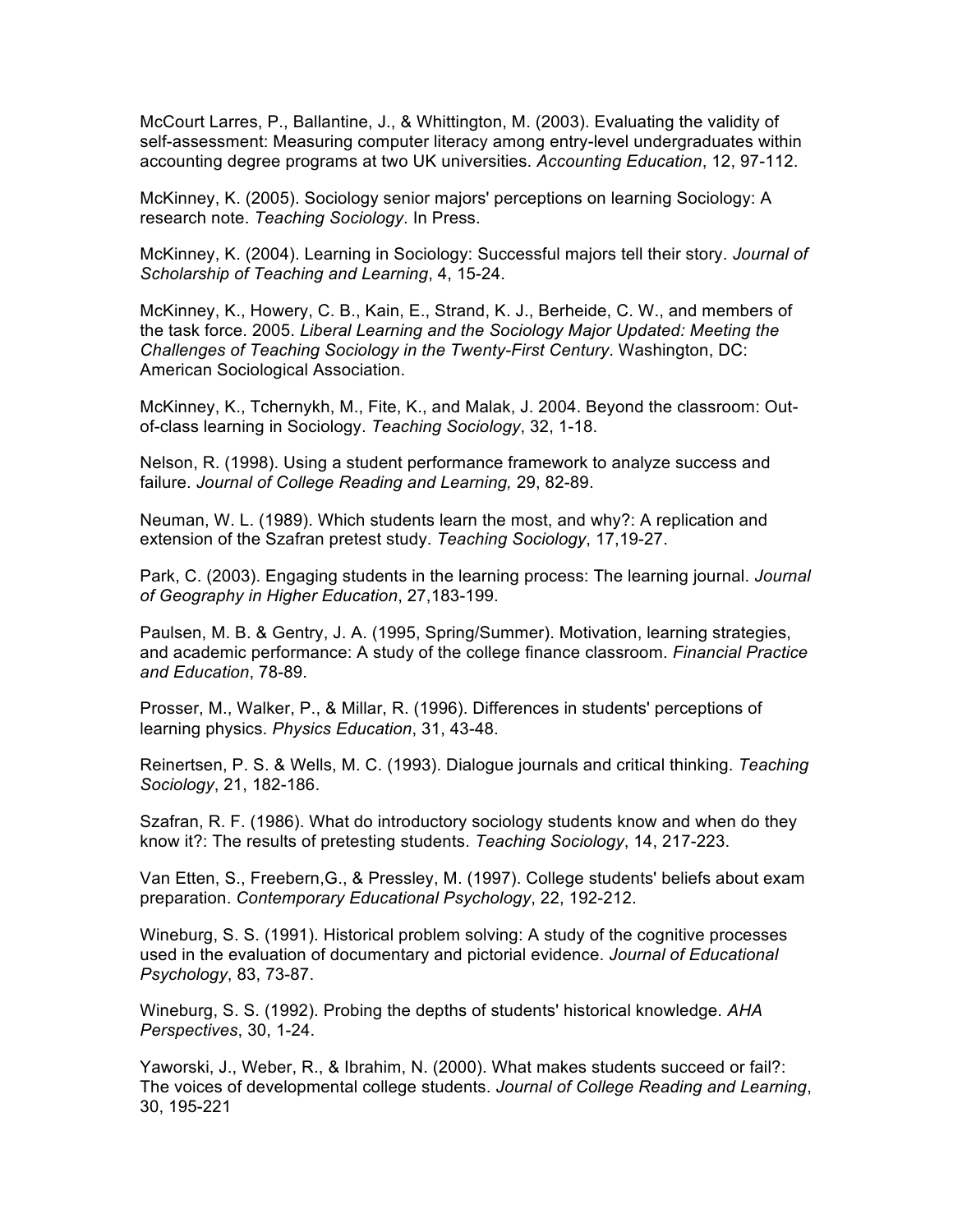McCourt Larres, P., Ballantine, J., & Whittington, M. (2003). Evaluating the validity of self-assessment: Measuring computer literacy among entry-level undergraduates within accounting degree programs at two UK universities. *Accounting Education*, 12, 97-112.

McKinney, K. (2005). Sociology senior majors' perceptions on learning Sociology: A research note. *Teaching Sociology*. In Press.

McKinney, K. (2004). Learning in Sociology: Successful majors tell their story. *Journal of Scholarship of Teaching and Learning*, 4, 15-24.

McKinney, K., Howery, C. B., Kain, E., Strand, K. J., Berheide, C. W., and members of the task force. 2005. *Liberal Learning and the Sociology Major Updated: Meeting the Challenges of Teaching Sociology in the Twenty-First Century*. Washington, DC: American Sociological Association.

McKinney, K., Tchernykh, M., Fite, K., and Malak, J. 2004. Beyond the classroom: Out-of-class learning in Sociology. *Teaching Sociology*, 32, 1-18.

Nelson, R. (1998). Using a student performance framework to analyze success and failure. *Journal of College Reading and Learning,* 29, 82-89.

Neuman, W. L. (1989). Which students learn the most, and why?: A replication and extension of the Szafran pretest study. *Teaching Sociology*, 17,19-27.

Park, C. (2003). Engaging students in the learning process: The learning journal. *Journal of Geography in Higher Education*, 27,183-199.

Paulsen, M. B. & Gentry, J. A. (1995, Spring/Summer). Motivation, learning strategies, and academic performance: A study of the college finance classroom. *Financial Practice and Education*, 78-89.

Prosser, M., Walker, P., & Millar, R. (1996). Differences in students' perceptions of learning physics. *Physics Education*, 31, 43-48.

Reinertsen, P. S. & Wells, M. C. (1993). Dialogue journals and critical thinking. *Teaching Sociology*, 21, 182-186.

Szafran, R. F. (1986). What do introductory sociology students know and when do they know it?: The results of pretesting students. *Teaching Sociology*, 14, 217-223.

Van Etten, S., Freebern,G., & Pressley, M. (1997). College students' beliefs about exam preparation. *Contemporary Educational Psychology*, 22, 192-212.

Wineburg, S. S. (1991). Historical problem solving: A study of the cognitive processes used in the evaluation of documentary and pictorial evidence. *Journal of Educational Psychology*, 83, 73-87.

Wineburg, S. S. (1992). Probing the depths of students' historical knowledge. *AHA Perspectives*, 30, 1-24.

Yaworski, J., Weber, R., & Ibrahim, N. (2000). What makes students succeed or fail?: The voices of developmental college students. *Journal of College Reading and Learning*, 30, 195-221